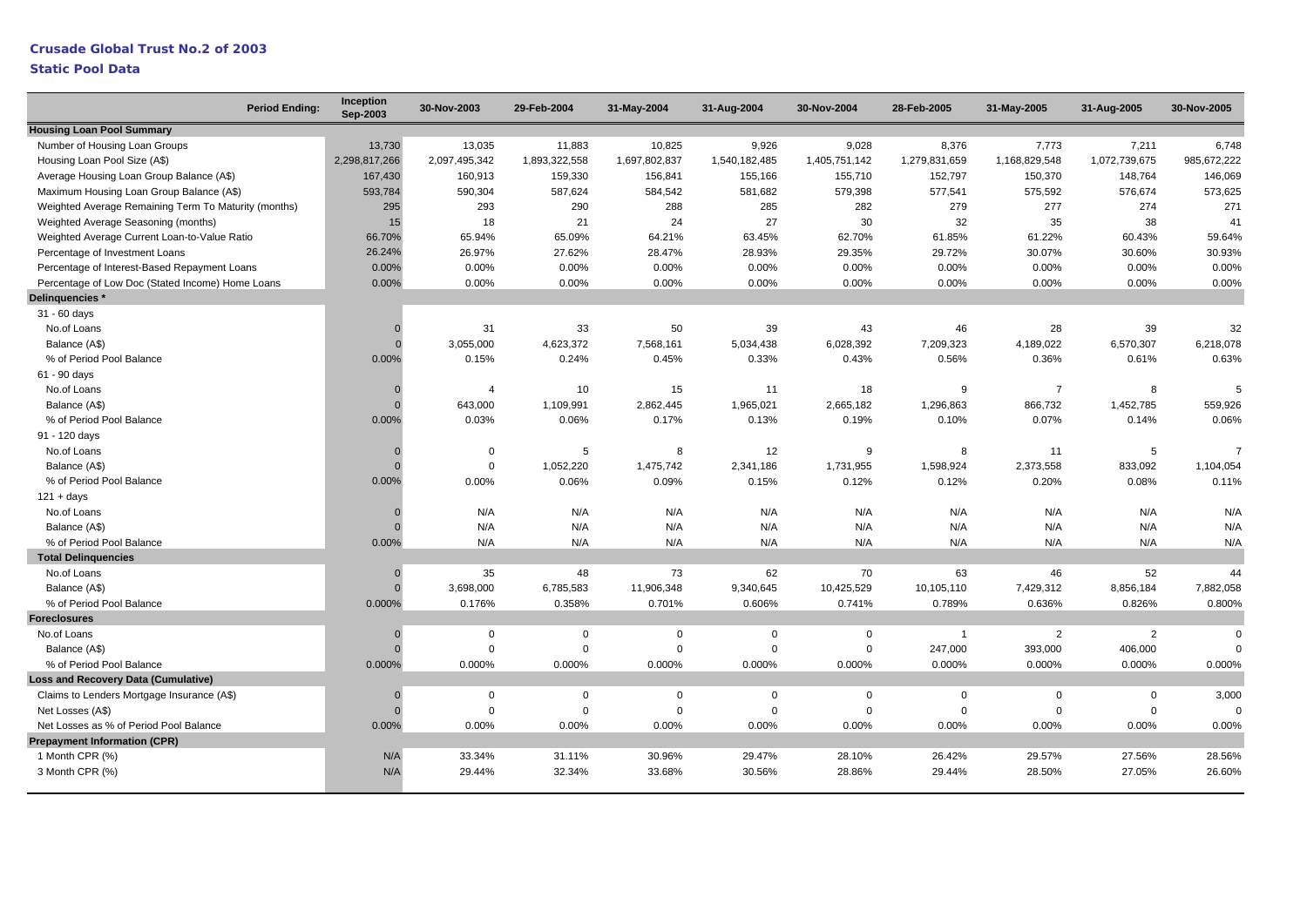# Crusade Global Trust No.2 of 2003

## Static Pool Data

| Period Ending: | Inception Sep-2003 | 30-Nov-2003 | 29-Feb-2004 | 31-May-2004 | 31-Aug-2004 | 30-Nov-2004 | 28-Feb-2005 | 31-May-2005 | 31-Aug-2005 | 30-Nov-2005 |
|---|---|---|---|---|---|---|---|---|---|---|
| **Housing Loan Pool Summary** | | | | | | | | | | |
| Number of Housing Loan Groups | 13,730 | 13,035 | 11,883 | 10,825 | 9,926 | 9,028 | 8,376 | 7,773 | 7,211 | 6,748 |
| Housing Loan Pool Size (A$) | 2,298,817,266 | 2,097,495,342 | 1,893,322,558 | 1,697,802,837 | 1,540,182,485 | 1,405,751,142 | 1,279,831,659 | 1,168,829,548 | 1,072,739,675 | 985,672,222 |
| Average Housing Loan Group Balance (A$) | 167,430 | 160,913 | 159,330 | 156,841 | 155,166 | 155,710 | 152,797 | 150,370 | 148,764 | 146,069 |
| Maximum Housing Loan Group Balance (A$) | 593,784 | 590,304 | 587,624 | 584,542 | 581,682 | 579,398 | 577,541 | 575,592 | 576,674 | 573,625 |
| Weighted Average Remaining Term To Maturity (months) | 295 | 293 | 290 | 288 | 285 | 282 | 279 | 277 | 274 | 271 |
| Weighted Average Seasoning (months) | 15 | 18 | 21 | 24 | 27 | 30 | 32 | 35 | 38 | 41 |
| Weighted Average Current Loan-to-Value Ratio | 66.70% | 65.94% | 65.09% | 64.21% | 63.45% | 62.70% | 61.85% | 61.22% | 60.43% | 59.64% |
| Percentage of Investment Loans | 26.24% | 26.97% | 27.62% | 28.47% | 28.93% | 29.35% | 29.72% | 30.07% | 30.60% | 30.93% |
| Percentage of Interest-Based Repayment Loans | 0.00% | 0.00% | 0.00% | 0.00% | 0.00% | 0.00% | 0.00% | 0.00% | 0.00% | 0.00% |
| Percentage of Low Doc (Stated Income) Home Loans | 0.00% | 0.00% | 0.00% | 0.00% | 0.00% | 0.00% | 0.00% | 0.00% | 0.00% | 0.00% |
| **Delinquencies *** | | | | | | | | | | |
| 31 - 60 days | | | | | | | | | | |
| No.of Loans | 0 | 31 | 33 | 50 | 39 | 43 | 46 | 28 | 39 | 32 |
| Balance (A$) | 0 | 3,055,000 | 4,623,372 | 7,568,161 | 5,034,438 | 6,028,392 | 7,209,323 | 4,189,022 | 6,570,307 | 6,218,078 |
| % of Period Pool Balance | 0.00% | 0.15% | 0.24% | 0.45% | 0.33% | 0.43% | 0.56% | 0.36% | 0.61% | 0.63% |
| 61 - 90 days | | | | | | | | | | |
| No.of Loans | 0 | 4 | 10 | 15 | 11 | 18 | 9 | 7 | 8 | 5 |
| Balance (A$) | 0 | 643,000 | 1,109,991 | 2,862,445 | 1,965,021 | 2,665,182 | 1,296,863 | 866,732 | 1,452,785 | 559,926 |
| % of Period Pool Balance | 0.00% | 0.03% | 0.06% | 0.17% | 0.13% | 0.19% | 0.10% | 0.07% | 0.14% | 0.06% |
| 91 - 120 days | | | | | | | | | | |
| No.of Loans | 0 | 0 | 5 | 8 | 12 | 9 | 8 | 11 | 5 | 7 |
| Balance (A$) | 0 | 0 | 1,052,220 | 1,475,742 | 2,341,186 | 1,731,955 | 1,598,924 | 2,373,558 | 833,092 | 1,104,054 |
| % of Period Pool Balance | 0.00% | 0.00% | 0.06% | 0.09% | 0.15% | 0.12% | 0.12% | 0.20% | 0.08% | 0.11% |
| 121 + days | | | | | | | | | | |
| No.of Loans | 0 | N/A | N/A | N/A | N/A | N/A | N/A | N/A | N/A | N/A |
| Balance (A$) | 0 | N/A | N/A | N/A | N/A | N/A | N/A | N/A | N/A | N/A |
| % of Period Pool Balance | 0.00% | N/A | N/A | N/A | N/A | N/A | N/A | N/A | N/A | N/A |
| **Total Delinquencies** | | | | | | | | | | |
| No.of Loans | 0 | 35 | 48 | 73 | 62 | 70 | 63 | 46 | 52 | 44 |
| Balance (A$) | 0 | 3,698,000 | 6,785,583 | 11,906,348 | 9,340,645 | 10,425,529 | 10,105,110 | 7,429,312 | 8,856,184 | 7,882,058 |
| % of Period Pool Balance | 0.000% | 0.176% | 0.358% | 0.701% | 0.606% | 0.741% | 0.789% | 0.636% | 0.826% | 0.800% |
| **Foreclosures** | | | | | | | | | | |
| No.of Loans | 0 | 0 | 0 | 0 | 0 | 0 | 1 | 2 | 2 | 0 |
| Balance (A$) | 0 | 0 | 0 | 0 | 0 | 0 | 247,000 | 393,000 | 406,000 | 0 |
| % of Period Pool Balance | 0.000% | 0.000% | 0.000% | 0.000% | 0.000% | 0.000% | 0.000% | 0.000% | 0.000% | 0.000% |
| **Loss and Recovery Data (Cumulative)** | | | | | | | | | | |
| Claims to Lenders Mortgage Insurance (A$) | 0 | 0 | 0 | 0 | 0 | 0 | 0 | 0 | 0 | 3,000 |
| Net Losses (A$) | 0 | 0 | 0 | 0 | 0 | 0 | 0 | 0 | 0 | 0 |
| Net Losses as % of Period Pool Balance | 0.00% | 0.00% | 0.00% | 0.00% | 0.00% | 0.00% | 0.00% | 0.00% | 0.00% | 0.00% |
| **Prepayment Information (CPR)** | | | | | | | | | | |
| 1 Month CPR (%) | N/A | 33.34% | 31.11% | 30.96% | 29.47% | 28.10% | 26.42% | 29.57% | 27.56% | 28.56% |
| 3 Month CPR (%) | N/A | 29.44% | 32.34% | 33.68% | 30.56% | 28.86% | 29.44% | 28.50% | 27.05% | 26.60% |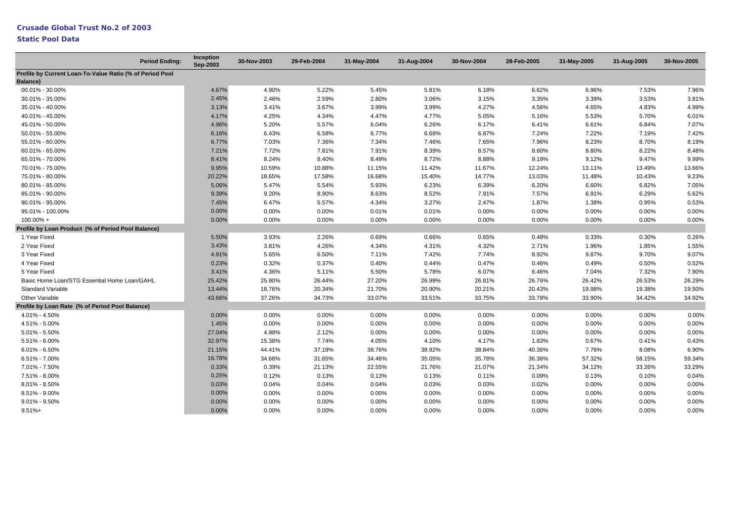**Crusade Global Trust No.2 of 2003**

**Static Pool Data**

| Period Ending: | Inception Sep-2003 | 30-Nov-2003 | 29-Feb-2004 | 31-May-2004 | 31-Aug-2004 | 30-Nov-2004 | 28-Feb-2005 | 31-May-2005 | 31-Aug-2005 | 30-Nov-2005 |
|---|---|---|---|---|---|---|---|---|---|---|
| **Profile by Current Loan-To-Value Ratio (% of Period Pool Balance)** | | | | | | | | | | |
| 00.01% - 30.00% | 4.67% | 4.90% | 5.22% | 5.45% | 5.81% | 6.18% | 6.62% | 6.96% | 7.53% | 7.96% |
| 30.01% - 35.00% | 2.45% | 2.46% | 2.59% | 2.80% | 3.06% | 3.15% | 3.35% | 3.39% | 3.53% | 3.81% |
| 35.01% - 40.00% | 3.13% | 3.41% | 3.67% | 3.99% | 3.99% | 4.27% | 4.56% | 4.65% | 4.83% | 4.99% |
| 40.01% - 45.00% | 4.17% | 4.25% | 4.34% | 4.47% | 4.77% | 5.05% | 5.16% | 5.53% | 5.70% | 6.01% |
| 45.01% - 50.00% | 4.96% | 5.20% | 5.57% | 6.04% | 6.26% | 6.17% | 6.41% | 6.61% | 6.84% | 7.07% |
| 50.01% - 55.00% | 6.16% | 6.43% | 6.58% | 6.77% | 6.68% | 6.87% | 7.24% | 7.22% | 7.19% | 7.42% |
| 55.01% - 60.00% | 6.77% | 7.03% | 7.36% | 7.34% | 7.46% | 7.65% | 7.96% | 8.23% | 8.70% | 8.19% |
| 60.01% - 65.00% | 7.21% | 7.72% | 7.81% | 7.91% | 8.39% | 8.57% | 8.60% | 8.80% | 8.22% | 8.48% |
| 65.01% - 70.00% | 8.41% | 8.24% | 8.40% | 8.49% | 8.72% | 8.88% | 9.19% | 9.12% | 9.47% | 9.99% |
| 70.01% - 75.00% | 9.95% | 10.59% | 10.88% | 11.15% | 11.42% | 11.67% | 12.24% | 13.11% | 13.49% | 13.66% |
| 75.01% - 80.00% | 20.22% | 18.65% | 17.58% | 16.68% | 15.40% | 14.77% | 13.03% | 11.48% | 10.43% | 9.23% |
| 80.01% - 85.00% | 5.06% | 5.47% | 5.54% | 5.93% | 6.23% | 6.39% | 6.20% | 6.60% | 6.82% | 7.05% |
| 85.01% - 90.00% | 9.39% | 9.20% | 8.90% | 8.63% | 8.52% | 7.91% | 7.57% | 6.91% | 6.29% | 5.62% |
| 90.01% - 95.00% | 7.45% | 6.47% | 5.57% | 4.34% | 3.27% | 2.47% | 1.87% | 1.38% | 0.95% | 0.53% |
| 95.01% - 100.00% | 0.00% | 0.00% | 0.00% | 0.01% | 0.01% | 0.00% | 0.00% | 0.00% | 0.00% | 0.00% |
| 100.00% + | 0.00% | 0.00% | 0.00% | 0.00% | 0.00% | 0.00% | 0.00% | 0.00% | 0.00% | 0.00% |
| **Profile by Loan Product (% of Period Pool Balance)** | | | | | | | | | | |
| 1 Year Fixed | 5.50% | 3.93% | 2.26% | 0.69% | 0.66% | 0.65% | 0.48% | 0.33% | 0.30% | 0.26% |
| 2 Year Fixed | 3.43% | 3.81% | 4.26% | 4.34% | 4.31% | 4.32% | 2.71% | 1.96% | 1.85% | 1.55% |
| 3 Year Fixed | 4.91% | 5.65% | 6.50% | 7.11% | 7.42% | 7.74% | 8.92% | 9.87% | 9.70% | 9.07% |
| 4 Year Fixed | 0.23% | 0.32% | 0.37% | 0.40% | 0.44% | 0.47% | 0.46% | 0.49% | 0.50% | 0.52% |
| 5 Year Fixed | 3.41% | 4.36% | 5.11% | 5.50% | 5.78% | 6.07% | 6.46% | 7.04% | 7.32% | 7.90% |
| Basic Home Loan/STG Essential Home Loan/GAHL | 25.42% | 25.90% | 26.44% | 27.20% | 26.99% | 26.81% | 26.76% | 26.42% | 26.53% | 26.29% |
| Standard Variable | 13.44% | 18.76% | 20.34% | 21.70% | 20.90% | 20.21% | 20.43% | 19.98% | 19.38% | 19.50% |
| Other Variable | 43.66% | 37.26% | 34.73% | 33.07% | 33.51% | 33.75% | 33.78% | 33.90% | 34.42% | 34.92% |
| **Profile by Loan Rate (% of Period Pool Balance)** | | | | | | | | | | |
| 4.01% - 4.50% | 0.00% | 0.00% | 0.00% | 0.00% | 0.00% | 0.00% | 0.00% | 0.00% | 0.00% | 0.00% |
| 4.51% - 5.00% | 1.45% | 0.00% | 0.00% | 0.00% | 0.00% | 0.00% | 0.00% | 0.00% | 0.00% | 0.00% |
| 5.01% - 5.50% | 27.04% | 4.98% | 2.12% | 0.00% | 0.00% | 0.00% | 0.00% | 0.00% | 0.00% | 0.00% |
| 5.51% - 6.00% | 32.97% | 15.38% | 7.74% | 4.05% | 4.10% | 4.17% | 1.83% | 0.67% | 0.41% | 0.43% |
| 6.01% - 6.50% | 21.15% | 44.41% | 37.19% | 38.76% | 38.92% | 38.84% | 40.36% | 7.76% | 8.08% | 6.90% |
| 6.51% - 7.00% | 16.78% | 34.68% | 31.65% | 34.46% | 35.05% | 35.78% | 36.36% | 57.32% | 58.15% | 59.34% |
| 7.01% - 7.50% | 0.33% | 0.39% | 21.13% | 22.55% | 21.76% | 21.07% | 21.34% | 34.12% | 33.26% | 33.29% |
| 7.51% - 8.00% | 0.25% | 0.12% | 0.13% | 0.13% | 0.13% | 0.11% | 0.09% | 0.13% | 0.10% | 0.04% |
| 8.01% - 8.50% | 0.03% | 0.04% | 0.04% | 0.04% | 0.03% | 0.03% | 0.02% | 0.00% | 0.00% | 0.00% |
| 8.51% - 9.00% | 0.00% | 0.00% | 0.00% | 0.00% | 0.00% | 0.00% | 0.00% | 0.00% | 0.00% | 0.00% |
| 9.01% - 9.50% | 0.00% | 0.00% | 0.00% | 0.00% | 0.00% | 0.00% | 0.00% | 0.00% | 0.00% | 0.00% |
| 9.51%+ | 0.00% | 0.00% | 0.00% | 0.00% | 0.00% | 0.00% | 0.00% | 0.00% | 0.00% | 0.00% |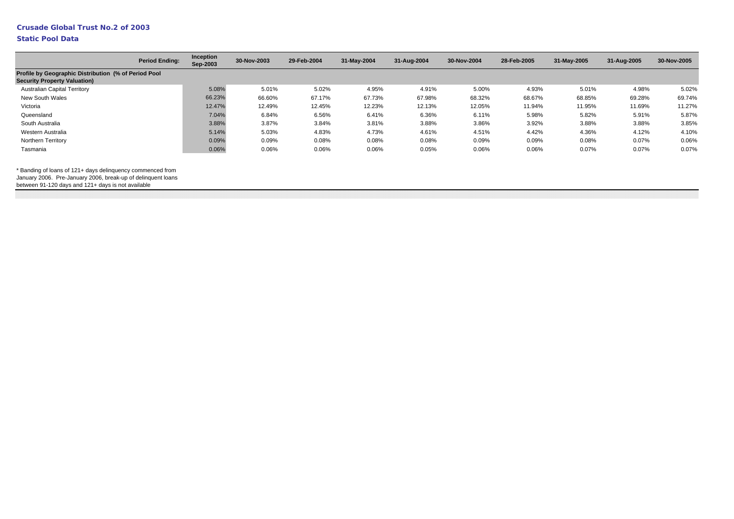**Crusade Global Trust No.2 of 2003**

**Static Pool Data**

| Period Ending: | Inception Sep-2003 | 30-Nov-2003 | 29-Feb-2004 | 31-May-2004 | 31-Aug-2004 | 30-Nov-2004 | 28-Feb-2005 | 31-May-2005 | 31-Aug-2005 | 30-Nov-2005 |
|---|---|---|---|---|---|---|---|---|---|---|
| **Profile by Geographic Distribution (% of Period Pool Security Property Valuation)** | | | | | | | | | | |
| Australian Capital Territory | 5.08% | 5.01% | 5.02% | 4.95% | 4.91% | 5.00% | 4.93% | 5.01% | 4.98% | 5.02% |
| New South Wales | 66.23% | 66.60% | 67.17% | 67.73% | 67.98% | 68.32% | 68.67% | 68.85% | 69.28% | 69.74% |
| Victoria | 12.47% | 12.49% | 12.45% | 12.23% | 12.13% | 12.05% | 11.94% | 11.95% | 11.69% | 11.27% |
| Queensland | 7.04% | 6.84% | 6.56% | 6.41% | 6.36% | 6.11% | 5.98% | 5.82% | 5.91% | 5.87% |
| South Australia | 3.88% | 3.87% | 3.84% | 3.81% | 3.88% | 3.86% | 3.92% | 3.88% | 3.88% | 3.85% |
| Western Australia | 5.14% | 5.03% | 4.83% | 4.73% | 4.61% | 4.51% | 4.42% | 4.36% | 4.12% | 4.10% |
| Northern Territory | 0.09% | 0.09% | 0.08% | 0.08% | 0.08% | 0.09% | 0.09% | 0.08% | 0.07% | 0.06% |
| Tasmania | 0.06% | 0.06% | 0.06% | 0.06% | 0.05% | 0.06% | 0.06% | 0.07% | 0.07% | 0.07% |

* Banding of loans of 121+ days delinquency commenced from January 2006. Pre-January 2006, break-up of delinquent loans between 91-120 days and 121+ days is not available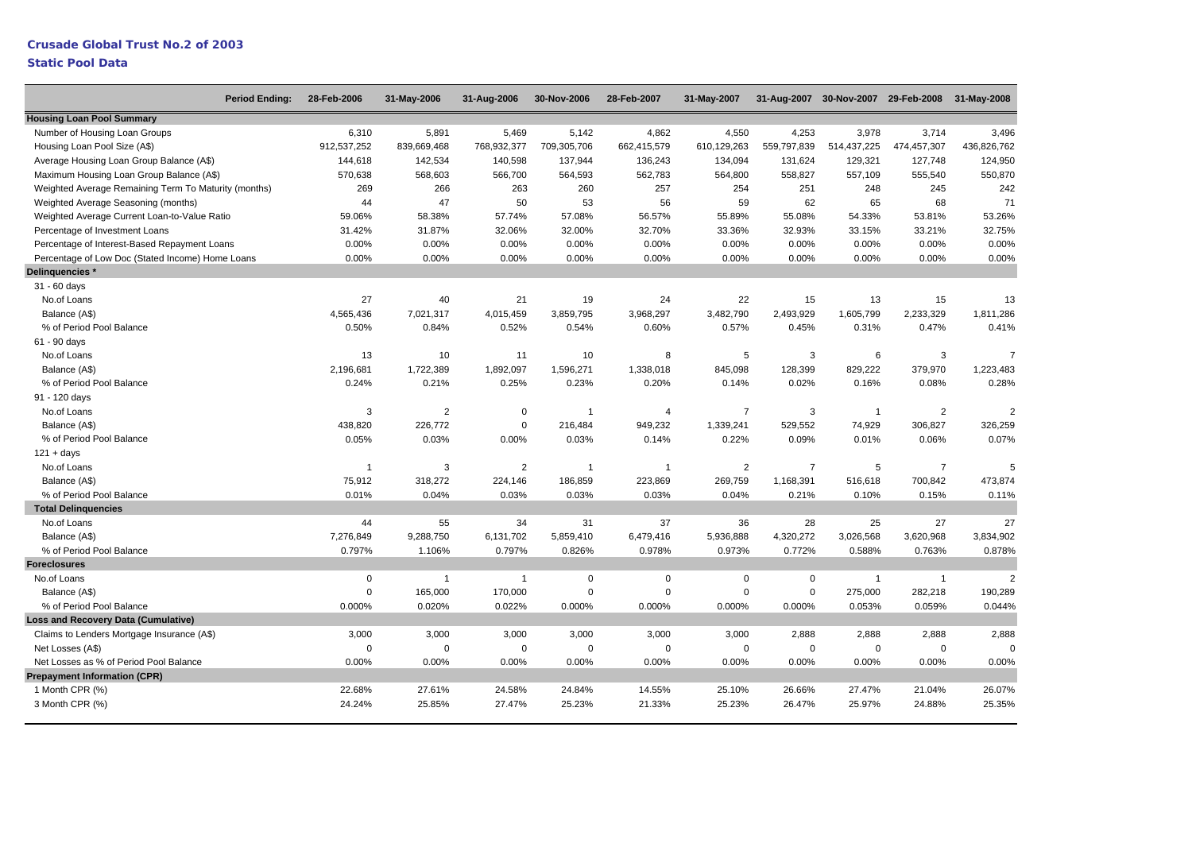# Crusade Global Trust No.2 of 2003

## Static Pool Data

| Period Ending: | 28-Feb-2006 | 31-May-2006 | 31-Aug-2006 | 30-Nov-2006 | 28-Feb-2007 | 31-May-2007 | 31-Aug-2007 | 30-Nov-2007 | 29-Feb-2008 | 31-May-2008 |
|---|---|---|---|---|---|---|---|---|---|---|
| **Housing Loan Pool Summary** | | | | | | | | | | |
| Number of Housing Loan Groups | 6,310 | 5,891 | 5,469 | 5,142 | 4,862 | 4,550 | 4,253 | 3,978 | 3,714 | 3,496 |
| Housing Loan Pool Size (A$) | 912,537,252 | 839,669,468 | 768,932,377 | 709,305,706 | 662,415,579 | 610,129,263 | 559,797,839 | 514,437,225 | 474,457,307 | 436,826,762 |
| Average Housing Loan Group Balance (A$) | 144,618 | 142,534 | 140,598 | 137,944 | 136,243 | 134,094 | 131,624 | 129,321 | 127,748 | 124,950 |
| Maximum Housing Loan Group Balance (A$) | 570,638 | 568,603 | 566,700 | 564,593 | 562,783 | 564,800 | 558,827 | 557,109 | 555,540 | 550,870 |
| Weighted Average Remaining Term To Maturity (months) | 269 | 266 | 263 | 260 | 257 | 254 | 251 | 248 | 245 | 242 |
| Weighted Average Seasoning (months) | 44 | 47 | 50 | 53 | 56 | 59 | 62 | 65 | 68 | 71 |
| Weighted Average Current Loan-to-Value Ratio | 59.06% | 58.38% | 57.74% | 57.08% | 56.57% | 55.89% | 55.08% | 54.33% | 53.81% | 53.26% |
| Percentage of Investment Loans | 31.42% | 31.87% | 32.06% | 32.00% | 32.70% | 33.36% | 32.93% | 33.15% | 33.21% | 32.75% |
| Percentage of Interest-Based Repayment Loans | 0.00% | 0.00% | 0.00% | 0.00% | 0.00% | 0.00% | 0.00% | 0.00% | 0.00% | 0.00% |
| Percentage of Low Doc (Stated Income) Home Loans | 0.00% | 0.00% | 0.00% | 0.00% | 0.00% | 0.00% | 0.00% | 0.00% | 0.00% | 0.00% |
| **Delinquencies *** | | | | | | | | | | |
| 31 - 60 days | | | | | | | | | | |
| No.of Loans | 27 | 40 | 21 | 19 | 24 | 22 | 15 | 13 | 15 | 13 |
| Balance (A$) | 4,565,436 | 7,021,317 | 4,015,459 | 3,859,795 | 3,968,297 | 3,482,790 | 2,493,929 | 1,605,799 | 2,233,329 | 1,811,286 |
| % of Period Pool Balance | 0.50% | 0.84% | 0.52% | 0.54% | 0.60% | 0.57% | 0.45% | 0.31% | 0.47% | 0.41% |
| 61 - 90 days | | | | | | | | | | |
| No.of Loans | 13 | 10 | 11 | 10 | 8 | 5 | 3 | 6 | 3 | 7 |
| Balance (A$) | 2,196,681 | 1,722,389 | 1,892,097 | 1,596,271 | 1,338,018 | 845,098 | 128,399 | 829,222 | 379,970 | 1,223,483 |
| % of Period Pool Balance | 0.24% | 0.21% | 0.25% | 0.23% | 0.20% | 0.14% | 0.02% | 0.16% | 0.08% | 0.28% |
| 91 - 120 days | | | | | | | | | | |
| No.of Loans | 3 | 2 | 0 | 1 | 4 | 7 | 3 | 1 | 2 | 2 |
| Balance (A$) | 438,820 | 226,772 | 0 | 216,484 | 949,232 | 1,339,241 | 529,552 | 74,929 | 306,827 | 326,259 |
| % of Period Pool Balance | 0.05% | 0.03% | 0.00% | 0.03% | 0.14% | 0.22% | 0.09% | 0.01% | 0.06% | 0.07% |
| 121 + days | | | | | | | | | | |
| No.of Loans | 1 | 3 | 2 | 1 | 1 | 2 | 7 | 5 | 7 | 5 |
| Balance (A$) | 75,912 | 318,272 | 224,146 | 186,859 | 223,869 | 269,759 | 1,168,391 | 516,618 | 700,842 | 473,874 |
| % of Period Pool Balance | 0.01% | 0.04% | 0.03% | 0.03% | 0.03% | 0.04% | 0.21% | 0.10% | 0.15% | 0.11% |
| **Total Delinquencies** | | | | | | | | | | |
| No.of Loans | 44 | 55 | 34 | 31 | 37 | 36 | 28 | 25 | 27 | 27 |
| Balance (A$) | 7,276,849 | 9,288,750 | 6,131,702 | 5,859,410 | 6,479,416 | 5,936,888 | 4,320,272 | 3,026,568 | 3,620,968 | 3,834,902 |
| % of Period Pool Balance | 0.797% | 1.106% | 0.797% | 0.826% | 0.978% | 0.973% | 0.772% | 0.588% | 0.763% | 0.878% |
| **Foreclosures** | | | | | | | | | | |
| No.of Loans | 0 | 1 | 1 | 0 | 0 | 0 | 0 | 1 | 1 | 2 |
| Balance (A$) | 0 | 165,000 | 170,000 | 0 | 0 | 0 | 0 | 275,000 | 282,218 | 190,289 |
| % of Period Pool Balance | 0.000% | 0.020% | 0.022% | 0.000% | 0.000% | 0.000% | 0.000% | 0.053% | 0.059% | 0.044% |
| **Loss and Recovery Data (Cumulative)** | | | | | | | | | | |
| Claims to Lenders Mortgage Insurance (A$) | 3,000 | 3,000 | 3,000 | 3,000 | 3,000 | 3,000 | 2,888 | 2,888 | 2,888 | 2,888 |
| Net Losses (A$) | 0 | 0 | 0 | 0 | 0 | 0 | 0 | 0 | 0 | 0 |
| Net Losses as % of Period Pool Balance | 0.00% | 0.00% | 0.00% | 0.00% | 0.00% | 0.00% | 0.00% | 0.00% | 0.00% | 0.00% |
| **Prepayment Information (CPR)** | | | | | | | | | | |
| 1 Month CPR (%) | 22.68% | 27.61% | 24.58% | 24.84% | 14.55% | 25.10% | 26.66% | 27.47% | 21.04% | 26.07% |
| 3 Month CPR (%) | 24.24% | 25.85% | 27.47% | 25.23% | 21.33% | 25.23% | 26.47% | 25.97% | 24.88% | 25.35% |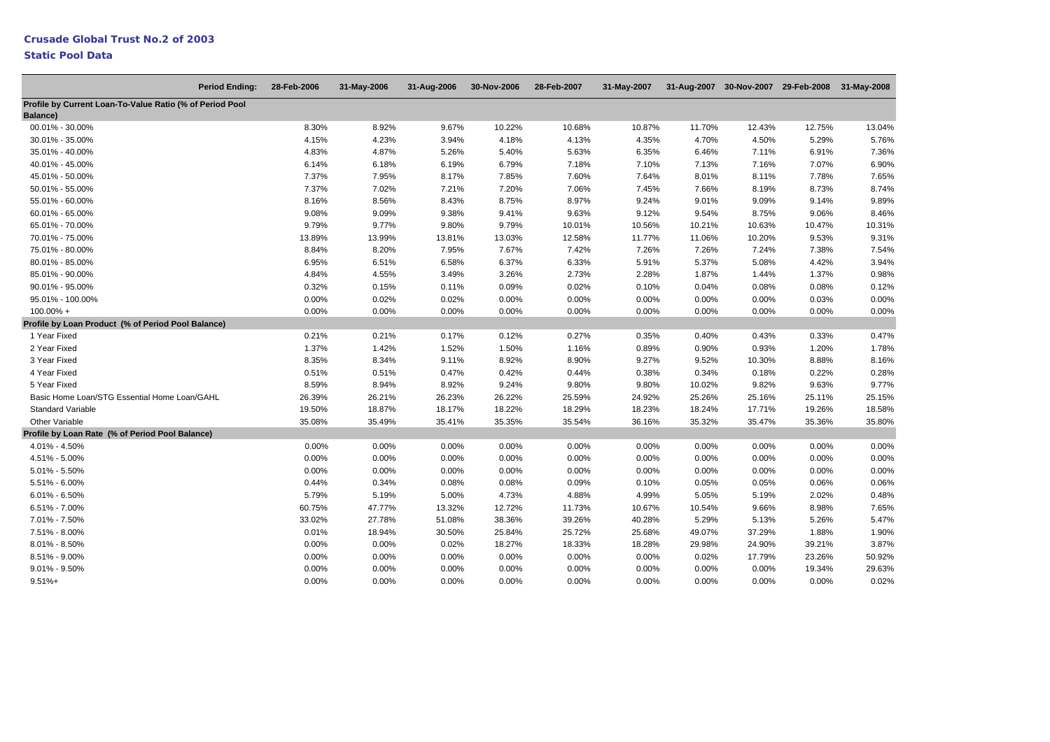## Crusade Global Trust No.2 of 2003

### Static Pool Data

| Period Ending: | 28-Feb-2006 | 31-May-2006 | 31-Aug-2006 | 30-Nov-2006 | 28-Feb-2007 | 31-May-2007 | 31-Aug-2007 | 30-Nov-2007 | 29-Feb-2008 | 31-May-2008 |
|---|---|---|---|---|---|---|---|---|---|---|
| **Profile by Current Loan-To-Value Ratio (% of Period Pool Balance)** | | | | | | | | | | |
| 00.01% - 30.00% | 8.30% | 8.92% | 9.67% | 10.22% | 10.68% | 10.87% | 11.70% | 12.43% | 12.75% | 13.04% |
| 30.01% - 35.00% | 4.15% | 4.23% | 3.94% | 4.18% | 4.13% | 4.35% | 4.70% | 4.50% | 5.29% | 5.76% |
| 35.01% - 40.00% | 4.83% | 4.87% | 5.26% | 5.40% | 5.63% | 6.35% | 6.46% | 7.11% | 6.91% | 7.36% |
| 40.01% - 45.00% | 6.14% | 6.18% | 6.19% | 6.79% | 7.18% | 7.10% | 7.13% | 7.16% | 7.07% | 6.90% |
| 45.01% - 50.00% | 7.37% | 7.95% | 8.17% | 7.85% | 7.60% | 7.64% | 8.01% | 8.11% | 7.78% | 7.65% |
| 50.01% - 55.00% | 7.37% | 7.02% | 7.21% | 7.20% | 7.06% | 7.45% | 7.66% | 8.19% | 8.73% | 8.74% |
| 55.01% - 60.00% | 8.16% | 8.56% | 8.43% | 8.75% | 8.97% | 9.24% | 9.01% | 9.09% | 9.14% | 9.89% |
| 60.01% - 65.00% | 9.08% | 9.09% | 9.38% | 9.41% | 9.63% | 9.12% | 9.54% | 8.75% | 9.06% | 8.46% |
| 65.01% - 70.00% | 9.79% | 9.77% | 9.80% | 9.79% | 10.01% | 10.56% | 10.21% | 10.63% | 10.47% | 10.31% |
| 70.01% - 75.00% | 13.89% | 13.99% | 13.81% | 13.03% | 12.58% | 11.77% | 11.06% | 10.20% | 9.53% | 9.31% |
| 75.01% - 80.00% | 8.84% | 8.20% | 7.95% | 7.67% | 7.42% | 7.26% | 7.26% | 7.24% | 7.38% | 7.54% |
| 80.01% - 85.00% | 6.95% | 6.51% | 6.58% | 6.37% | 6.33% | 5.91% | 5.37% | 5.08% | 4.42% | 3.94% |
| 85.01% - 90.00% | 4.84% | 4.55% | 3.49% | 3.26% | 2.73% | 2.28% | 1.87% | 1.44% | 1.37% | 0.98% |
| 90.01% - 95.00% | 0.32% | 0.15% | 0.11% | 0.09% | 0.02% | 0.10% | 0.04% | 0.08% | 0.08% | 0.12% |
| 95.01% - 100.00% | 0.00% | 0.02% | 0.02% | 0.00% | 0.00% | 0.00% | 0.00% | 0.00% | 0.03% | 0.00% |
| 100.00% + | 0.00% | 0.00% | 0.00% | 0.00% | 0.00% | 0.00% | 0.00% | 0.00% | 0.00% | 0.00% |
| **Profile by Loan Product (% of Period Pool Balance)** | | | | | | | | | | |
| 1 Year Fixed | 0.21% | 0.21% | 0.17% | 0.12% | 0.27% | 0.35% | 0.40% | 0.43% | 0.33% | 0.47% |
| 2 Year Fixed | 1.37% | 1.42% | 1.52% | 1.50% | 1.16% | 0.89% | 0.90% | 0.93% | 1.20% | 1.78% |
| 3 Year Fixed | 8.35% | 8.34% | 9.11% | 8.92% | 8.90% | 9.27% | 9.52% | 10.30% | 8.88% | 8.16% |
| 4 Year Fixed | 0.51% | 0.51% | 0.47% | 0.42% | 0.44% | 0.38% | 0.34% | 0.18% | 0.22% | 0.28% |
| 5 Year Fixed | 8.59% | 8.94% | 8.92% | 9.24% | 9.80% | 9.80% | 10.02% | 9.82% | 9.63% | 9.77% |
| Basic Home Loan/STG Essential Home Loan/GAHL | 26.39% | 26.21% | 26.23% | 26.22% | 25.59% | 24.92% | 25.26% | 25.16% | 25.11% | 25.15% |
| Standard Variable | 19.50% | 18.87% | 18.17% | 18.22% | 18.29% | 18.23% | 18.24% | 17.71% | 19.26% | 18.58% |
| Other Variable | 35.08% | 35.49% | 35.41% | 35.35% | 35.54% | 36.16% | 35.32% | 35.47% | 35.36% | 35.80% |
| **Profile by Loan Rate (% of Period Pool Balance)** | | | | | | | | | | |
| 4.01% - 4.50% | 0.00% | 0.00% | 0.00% | 0.00% | 0.00% | 0.00% | 0.00% | 0.00% | 0.00% | 0.00% |
| 4.51% - 5.00% | 0.00% | 0.00% | 0.00% | 0.00% | 0.00% | 0.00% | 0.00% | 0.00% | 0.00% | 0.00% |
| 5.01% - 5.50% | 0.00% | 0.00% | 0.00% | 0.00% | 0.00% | 0.00% | 0.00% | 0.00% | 0.00% | 0.00% |
| 5.51% - 6.00% | 0.44% | 0.34% | 0.08% | 0.08% | 0.09% | 0.10% | 0.05% | 0.05% | 0.06% | 0.06% |
| 6.01% - 6.50% | 5.79% | 5.19% | 5.00% | 4.73% | 4.88% | 4.99% | 5.05% | 5.19% | 2.02% | 0.48% |
| 6.51% - 7.00% | 60.75% | 47.77% | 13.32% | 12.72% | 11.73% | 10.67% | 10.54% | 9.66% | 8.98% | 7.65% |
| 7.01% - 7.50% | 33.02% | 27.78% | 51.08% | 38.36% | 39.26% | 40.28% | 5.29% | 5.13% | 5.26% | 5.47% |
| 7.51% - 8.00% | 0.01% | 18.94% | 30.50% | 25.84% | 25.72% | 25.68% | 49.07% | 37.29% | 1.88% | 1.90% |
| 8.01% - 8.50% | 0.00% | 0.00% | 0.02% | 18.27% | 18.33% | 18.28% | 29.98% | 24.90% | 39.21% | 3.87% |
| 8.51% - 9.00% | 0.00% | 0.00% | 0.00% | 0.00% | 0.00% | 0.00% | 0.02% | 17.79% | 23.26% | 50.92% |
| 9.01% - 9.50% | 0.00% | 0.00% | 0.00% | 0.00% | 0.00% | 0.00% | 0.00% | 0.00% | 19.34% | 29.63% |
| 9.51%+ | 0.00% | 0.00% | 0.00% | 0.00% | 0.00% | 0.00% | 0.00% | 0.00% | 0.00% | 0.02% |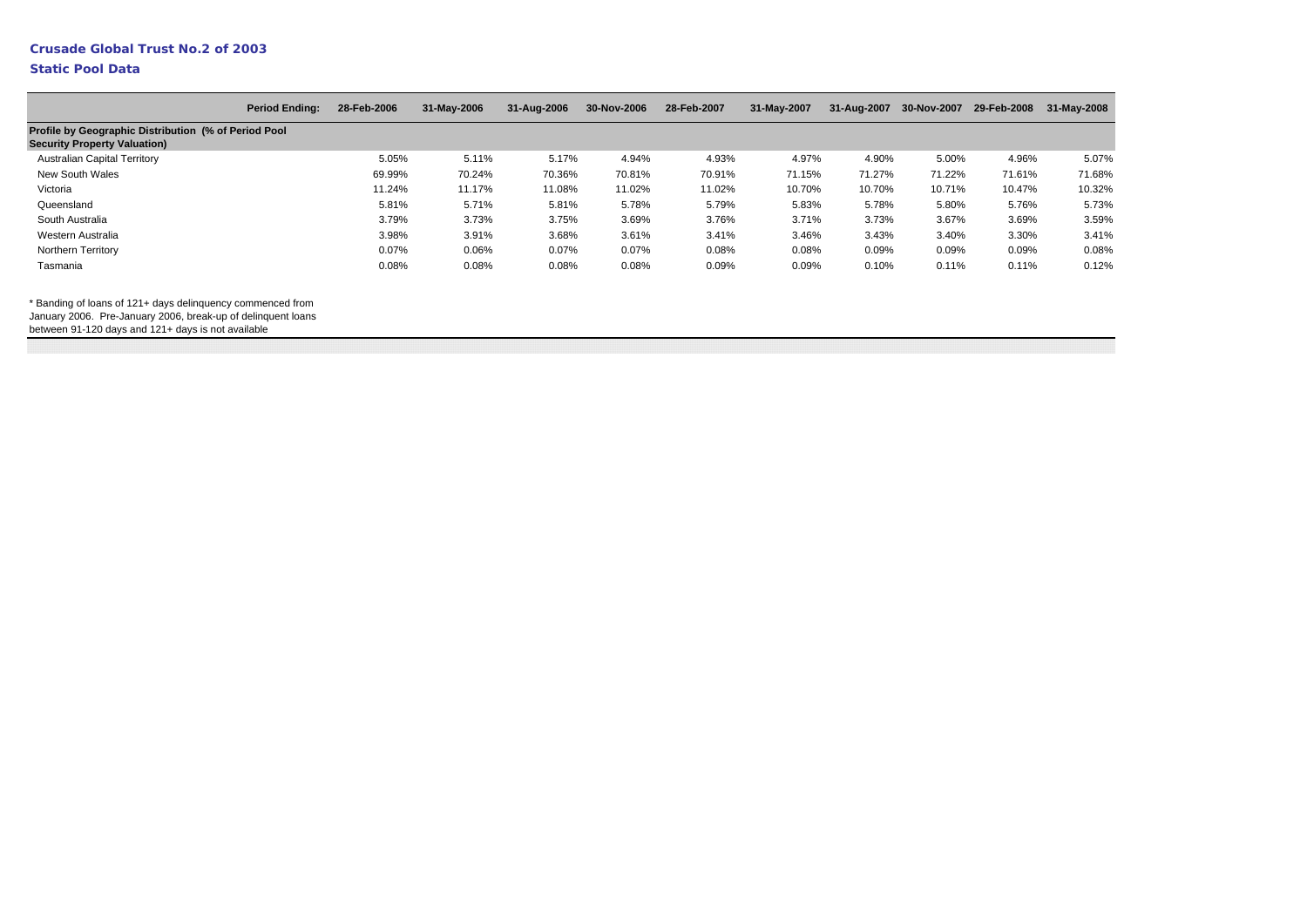## Crusade Global Trust No.2 of 2003

### Static Pool Data

| Period Ending: | 28-Feb-2006 | 31-May-2006 | 31-Aug-2006 | 30-Nov-2006 | 28-Feb-2007 | 31-May-2007 | 31-Aug-2007 | 30-Nov-2007 | 29-Feb-2008 | 31-May-2008 |
|---|---|---|---|---|---|---|---|---|---|---|
| **Profile by Geographic Distribution (% of Period Pool Security Property Valuation)** | | | | | | | | | | |
| Australian Capital Territory | 5.05% | 5.11% | 5.17% | 4.94% | 4.93% | 4.97% | 4.90% | 5.00% | 4.96% | 5.07% |
| New South Wales | 69.99% | 70.24% | 70.36% | 70.81% | 70.91% | 71.15% | 71.27% | 71.22% | 71.61% | 71.68% |
| Victoria | 11.24% | 11.17% | 11.08% | 11.02% | 11.02% | 10.70% | 10.70% | 10.71% | 10.47% | 10.32% |
| Queensland | 5.81% | 5.71% | 5.81% | 5.78% | 5.79% | 5.83% | 5.78% | 5.80% | 5.76% | 5.73% |
| South Australia | 3.79% | 3.73% | 3.75% | 3.69% | 3.76% | 3.71% | 3.73% | 3.67% | 3.69% | 3.59% |
| Western Australia | 3.98% | 3.91% | 3.68% | 3.61% | 3.41% | 3.46% | 3.43% | 3.40% | 3.30% | 3.41% |
| Northern Territory | 0.07% | 0.06% | 0.07% | 0.07% | 0.08% | 0.08% | 0.09% | 0.09% | 0.09% | 0.08% |
| Tasmania | 0.08% | 0.08% | 0.08% | 0.08% | 0.09% | 0.09% | 0.10% | 0.11% | 0.11% | 0.12% |

* Banding of loans of 121+ days delinquency commenced from January 2006. Pre-January 2006, break-up of delinquent loans between 91-120 days and 121+ days is not available